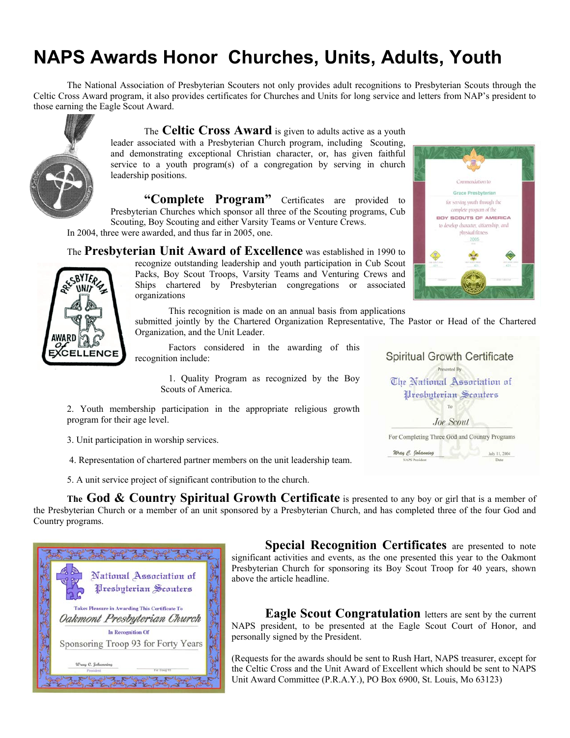# NAPS Awards Honor Churches, Units, Adults, Youth

The National Association of Presbyterian Scouters not only provides adult recognitions to Presbyterian Scouts through the Celtic Cross Award program, it also provides certificates for Churches and Units for long service and letters from NAP's president to those earning the Eagle Scout Award.

The **Celtic Cross Award** is given to adults active as a youth leader associated with a Presbyterian Church program, including Scouting, and demonstrating exceptional Christian character, or, has given faithful service to a youth program(s) of a congregation by serving in church leadership positions.

**"Complete Program"** Certificates are provided to Presbyterian Churches which sponsor all three of the Scouting programs, Cub Scouting, Boy Scouting and either Varsity Teams or Venture Crews. In 2004, three were awarded, and thus far in 2005, one.

The **Presbyterian Unit Award of Excellence** was established in 1990 to recognize outstanding leadership and youth participation in Cub Scout Packs, Boy Scout Troops, Varsity Teams and Venturing Crews and Ships chartered by Presbyterian congregations or associated organizations

This recognition is made on an annual basis from applications submitted jointly by the Chartered Organization Representative, The Pastor or Head of the Chartered Organization, and the Unit Leader.

Factors considered in the awarding of this recognition include:

1. Quality Program as recognized by the Boy Scouts of America.
2. Youth membership participation in the appropriate religious growth program for their age level.
3. Unit participation in worship services.
4. Representation of chartered partner members on the unit leadership team.
5. A unit service project of significant contribution to the church.

The **God & Country Spiritual Growth Certificate** is presented to any boy or girl that is a member of the Presbyterian Church or a member of an unit sponsored by a Presbyterian Church, and has completed three of the four God and Country programs.

**Special Recognition Certificates** are presented to note significant activities and events, as the one presented this year to the Oakmont Presbyterian Church for sponsoring its Boy Scout Troop for 40 years, shown above the article headline.

**Eagle Scout Congratulation** letters are sent by the current NAPS president, to be presented at the Eagle Scout Court of Honor, and personally signed by the President.

(Requests for the awards should be sent to Rush Hart, NAPS treasurer, except for the Celtic Cross and the Unit Award of Excellent which should be sent to NAPS Unit Award Committee (P.R.A.Y.), PO Box 6900, St. Louis, Mo 63123)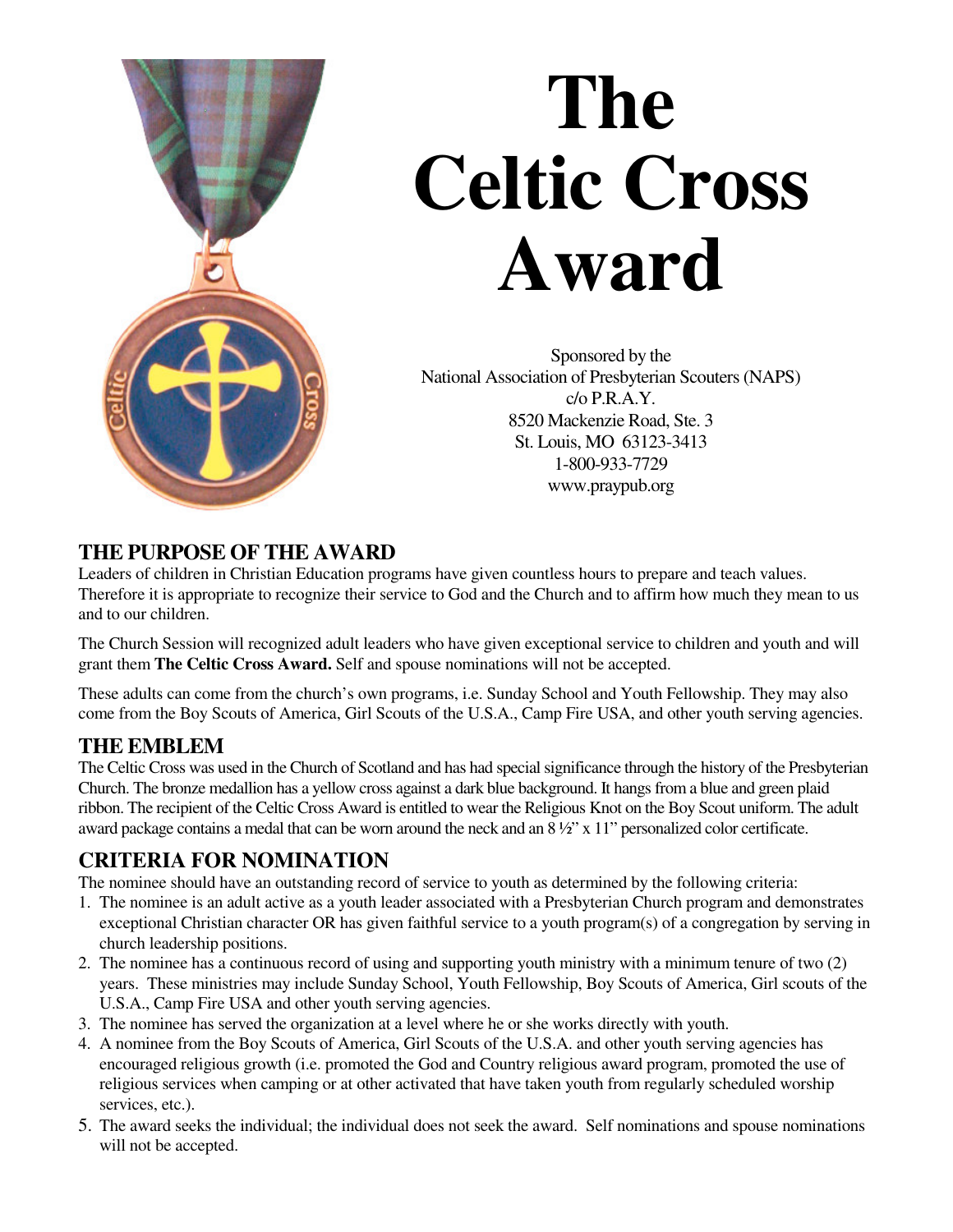# The Celtic Cross Award

Sponsored by the
National Association of Presbyterian Scouters (NAPS)
c/o P.R.A.Y.
8520 Mackenzie Road, Ste. 3
St. Louis, MO 63123-3413
1-800-933-7729
www.praypub.org

## THE PURPOSE OF THE AWARD

Leaders of children in Christian Education programs have given countless hours to prepare and teach values. Therefore it is appropriate to recognize their service to God and the Church and to affirm how much they mean to us and to our children.

The Church Session will recognized adult leaders who have given exceptional service to children and youth and will grant them **The Celtic Cross Award.** Self and spouse nominations will not be accepted.

These adults can come from the church's own programs, i.e. Sunday School and Youth Fellowship. They may also come from the Boy Scouts of America, Girl Scouts of the U.S.A., Camp Fire USA, and other youth serving agencies.

## THE EMBLEM

The Celtic Cross was used in the Church of Scotland and has had special significance through the history of the Presbyterian Church. The bronze medallion has a yellow cross against a dark blue background. It hangs from a blue and green plaid ribbon. The recipient of the Celtic Cross Award is entitled to wear the Religious Knot on the Boy Scout uniform. The adult award package contains a medal that can be worn around the neck and an 8 ½" x 11" personalized color certificate.

## CRITERIA FOR NOMINATION

The nominee should have an outstanding record of service to youth as determined by the following criteria:

1. The nominee is an adult active as a youth leader associated with a Presbyterian Church program and demonstrates exceptional Christian character OR has given faithful service to a youth program(s) of a congregation by serving in church leadership positions.
2. The nominee has a continuous record of using and supporting youth ministry with a minimum tenure of two (2) years. These ministries may include Sunday School, Youth Fellowship, Boy Scouts of America, Girl scouts of the U.S.A., Camp Fire USA and other youth serving agencies.
3. The nominee has served the organization at a level where he or she works directly with youth.
4. A nominee from the Boy Scouts of America, Girl Scouts of the U.S.A. and other youth serving agencies has encouraged religious growth (i.e. promoted the God and Country religious award program, promoted the use of religious services when camping or at other activated that have taken youth from regularly scheduled worship services, etc.).
5. The award seeks the individual; the individual does not seek the award. Self nominations and spouse nominations will not be accepted.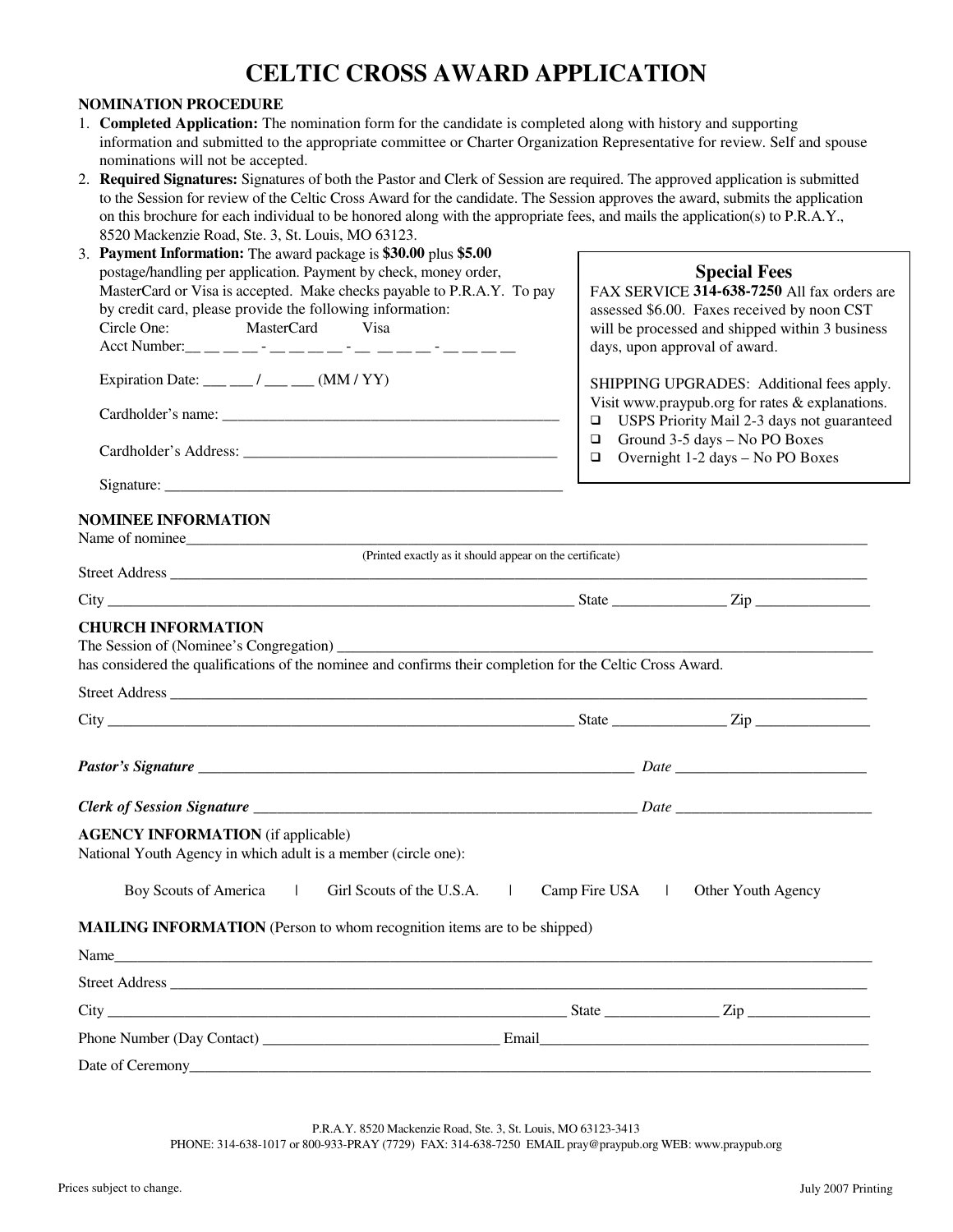# CELTIC CROSS AWARD APPLICATION

**NOMINATION PROCEDURE**

1. **Completed Application:** The nomination form for the candidate is completed along with history and supporting information and submitted to the appropriate committee or Charter Organization Representative for review. Self and spouse nominations will not be accepted.
2. **Required Signatures:** Signatures of both the Pastor and Clerk of Session are required. The approved application is submitted to the Session for review of the Celtic Cross Award for the candidate. The Session approves the award, submits the application on this brochure for each individual to be honored along with the appropriate fees, and mails the application(s) to P.R.A.Y., 8520 Mackenzie Road, Ste. 3, St. Louis, MO 63123.
3. **Payment Information:** The award package is **$30.00** plus **$5.00** postage/handling per application. Payment by check, money order, MasterCard or Visa is accepted. Make checks payable to P.R.A.Y. To pay by credit card, please provide the following information:

   Circle One: MasterCard Visa

   Acct Number:__ __ __ __ - __ __ __ __ - __ __ __ __ - __ __ __ __

   Expiration Date: ___ ___ / ___ ___ (MM / YY)

   Cardholder's name: ____________________________________________

   Cardholder's Address: __________________________________________

   Signature: ____________________________________________________

**Special Fees**

FAX SERVICE **314-638-7250** All fax orders are assessed $6.00. Faxes received by noon CST will be processed and shipped within 3 business days, upon approval of award.

SHIPPING UPGRADES: Additional fees apply. Visit www.praypub.org for rates & explanations.

- ❑ USPS Priority Mail 2-3 days not guaranteed
- ❑ Ground 3-5 days – No PO Boxes
- ❑ Overnight 1-2 days – No PO Boxes

**NOMINEE INFORMATION**

Name of nominee________________________________________________________________

(Printed exactly as it should appear on the certificate)

Street Address ___________________________________________________________________

City ________________________________________ State ______________ Zip ______________

**CHURCH INFORMATION**

The Session of (Nominee's Congregation) ______________________________________________

has considered the qualifications of the nominee and confirms their completion for the Celtic Cross Award.

Street Address ___________________________________________________________________

City ________________________________________ State ______________ Zip ______________

***Pastor's Signature*** ____________________________________________ *Date* ________________________

***Clerk of Session Signature*** ____________________________________ *Date* ________________________

**AGENCY INFORMATION** (if applicable)

National Youth Agency in which adult is a member (circle one):

Boy Scouts of America | Girl Scouts of the U.S.A. | Camp Fire USA | Other Youth Agency

**MAILING INFORMATION** (Person to whom recognition items are to be shipped)

Name___________________________________________________________________________

Street Address ___________________________________________________________________

City ________________________________________ State ______________ Zip ______________

Phone Number (Day Contact) ______________________________ Email___________________________

Date of Ceremony________________________________________________________________

P.R.A.Y. 8520 Mackenzie Road, Ste. 3, St. Louis, MO 63123-3413

PHONE: 314-638-1017 or 800-933-PRAY (7729) FAX: 314-638-7250 EMAIL pray@praypub.org WEB: www.praypub.org

Prices subject to change.

July 2007 Printing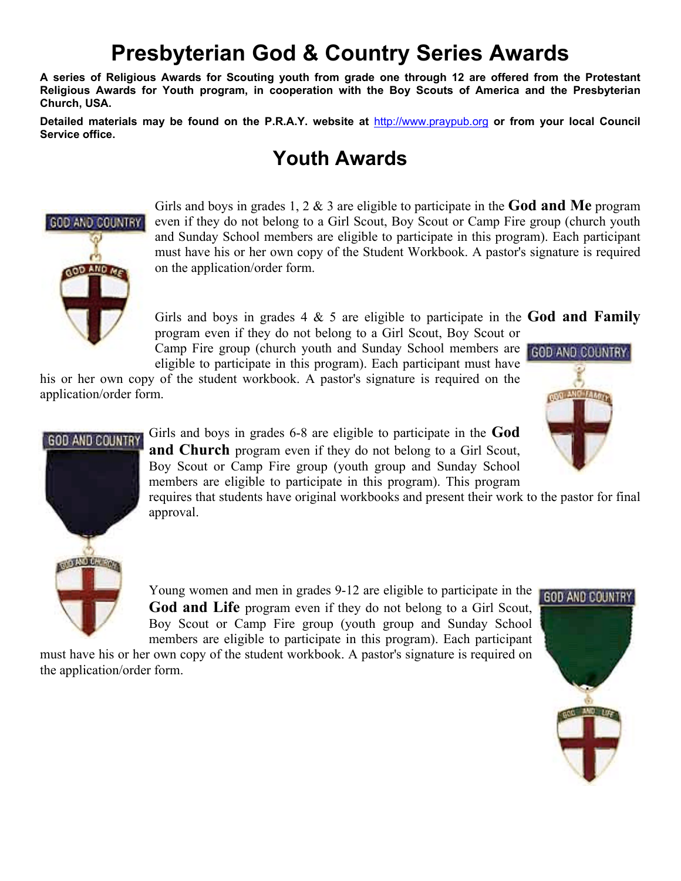# Presbyterian God & Country Series Awards

**A series of Religious Awards for Scouting youth from grade one through 12 are offered from the Protestant Religious Awards for Youth program, in cooperation with the Boy Scouts of America and the Presbyterian Church, USA.**

**Detailed materials may be found on the P.R.A.Y. website at http://www.praypub.org or from your local Council Service office.**

## Youth Awards

Girls and boys in grades 1, 2 & 3 are eligible to participate in the **God and Me** program even if they do not belong to a Girl Scout, Boy Scout or Camp Fire group (church youth and Sunday School members are eligible to participate in this program). Each participant must have his or her own copy of the Student Workbook. A pastor's signature is required on the application/order form.

Girls and boys in grades 4 & 5 are eligible to participate in the **God and Family** program even if they do not belong to a Girl Scout, Boy Scout or Camp Fire group (church youth and Sunday School members are eligible to participate in this program). Each participant must have his or her own copy of the student workbook. A pastor's signature is required on the application/order form.

Girls and boys in grades 6-8 are eligible to participate in the **God and Church** program even if they do not belong to a Girl Scout, Boy Scout or Camp Fire group (youth group and Sunday School members are eligible to participate in this program). This program requires that students have original workbooks and present their work to the pastor for final approval.

Young women and men in grades 9-12 are eligible to participate in the **God and Life** program even if they do not belong to a Girl Scout, Boy Scout or Camp Fire group (youth group and Sunday School members are eligible to participate in this program). Each participant must have his or her own copy of the student workbook. A pastor's signature is required on the application/order form.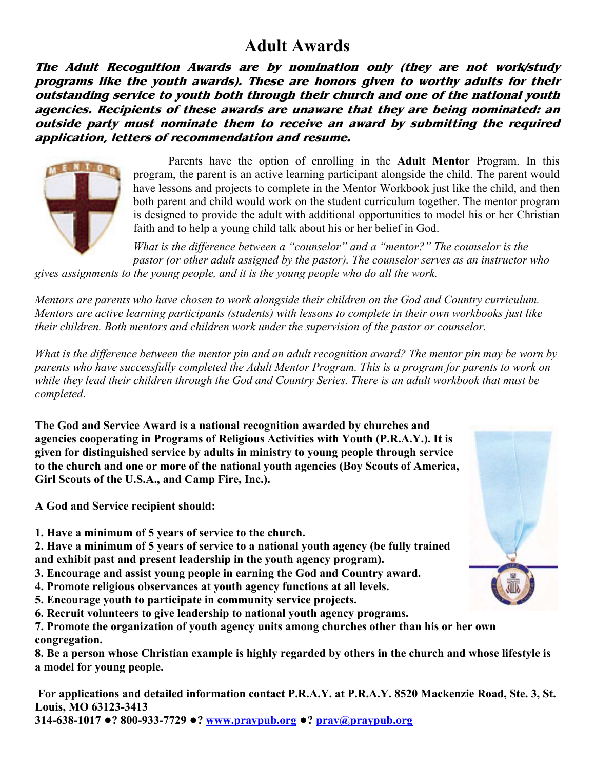# Adult Awards

***The Adult Recognition Awards are by nomination only (they are not work/study programs like the youth awards). These are honors given to worthy adults for their outstanding service to youth both through their church and one of the national youth agencies. Recipients of these awards are unaware that they are being nominated: an outside party must nominate them to receive an award by submitting the required application, letters of recommendation and resume.***

Parents have the option of enrolling in the **Adult Mentor** Program. In this program, the parent is an active learning participant alongside the child. The parent would have lessons and projects to complete in the Mentor Workbook just like the child, and then both parent and child would work on the student curriculum together. The mentor program is designed to provide the adult with additional opportunities to model his or her Christian faith and to help a young child talk about his or her belief in God.

*What is the difference between a "counselor" and a "mentor?" The counselor is the pastor (or other adult assigned by the pastor). The counselor serves as an instructor who gives assignments to the young people, and it is the young people who do all the work.*

*Mentors are parents who have chosen to work alongside their children on the God and Country curriculum. Mentors are active learning participants (students) with lessons to complete in their own workbooks just like their children. Both mentors and children work under the supervision of the pastor or counselor.*

*What is the difference between the mentor pin and an adult recognition award? The mentor pin may be worn by parents who have successfully completed the Adult Mentor Program. This is a program for parents to work on while they lead their children through the God and Country Series. There is an adult workbook that must be completed.*

**The God and Service Award is a national recognition awarded by churches and agencies cooperating in Programs of Religious Activities with Youth (P.R.A.Y.). It is given for distinguished service by adults in ministry to young people through service to the church and one or more of the national youth agencies (Boy Scouts of America, Girl Scouts of the U.S.A., and Camp Fire, Inc.).**

**A God and Service recipient should:**

**1. Have a minimum of 5 years of service to the church.**
**2. Have a minimum of 5 years of service to a national youth agency (be fully trained and exhibit past and present leadership in the youth agency program).**
**3. Encourage and assist young people in earning the God and Country award.**
**4. Promote religious observances at youth agency functions at all levels.**
**5. Encourage youth to participate in community service projects.**
**6. Recruit volunteers to give leadership to national youth agency programs.**
**7. Promote the organization of youth agency units among churches other than his or her own congregation.**
**8. Be a person whose Christian example is highly regarded by others in the church and whose lifestyle is a model for young people.**

**For applications and detailed information contact P.R.A.Y. at P.R.A.Y. 8520 Mackenzie Road, Ste. 3, St. Louis, MO 63123-3413**
**314-638-1017 ●? 800-933-7729 ●? www.praypub.org ●? pray@praypub.org**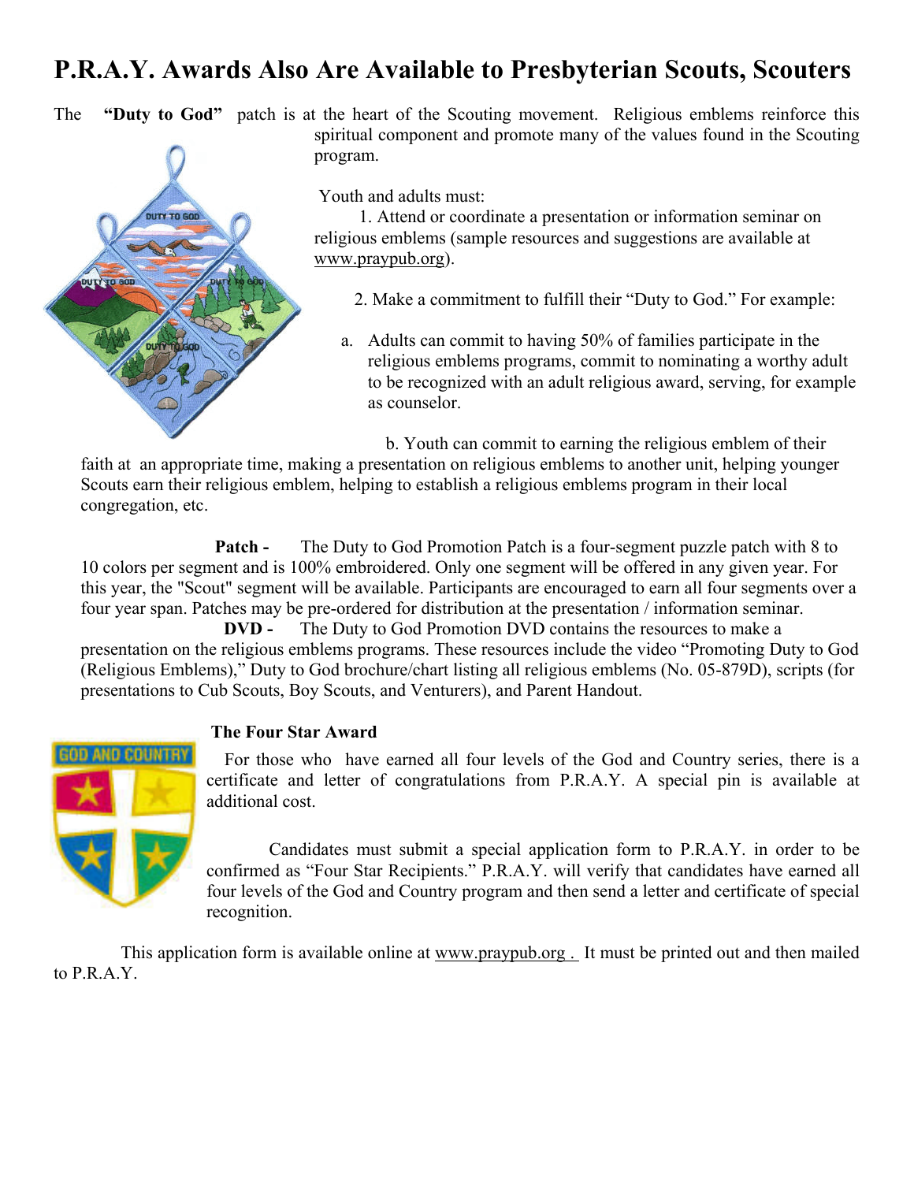# P.R.A.Y. Awards Also Are Available to Presbyterian Scouts, Scouters

The **"Duty to God"** patch is at the heart of the Scouting movement. Religious emblems reinforce this spiritual component and promote many of the values found in the Scouting program.

Youth and adults must:

1. Attend or coordinate a presentation or information seminar on religious emblems (sample resources and suggestions are available at www.praypub.org).

2. Make a commitment to fulfill their "Duty to God." For example:

   a. Adults can commit to having 50% of families participate in the religious emblems programs, commit to nominating a worthy adult to be recognized with an adult religious award, serving, for example as counselor.

   b. Youth can commit to earning the religious emblem of their faith at an appropriate time, making a presentation on religious emblems to another unit, helping younger Scouts earn their religious emblem, helping to establish a religious emblems program in their local congregation, etc.

**Patch -** The Duty to God Promotion Patch is a four-segment puzzle patch with 8 to 10 colors per segment and is 100% embroidered. Only one segment will be offered in any given year. For this year, the "Scout" segment will be available. Participants are encouraged to earn all four segments over a four year span. Patches may be pre-ordered for distribution at the presentation / information seminar.

**DVD -** The Duty to God Promotion DVD contains the resources to make a presentation on the religious emblems programs. These resources include the video "Promoting Duty to God (Religious Emblems)," Duty to God brochure/chart listing all religious emblems (No. 05-879D), scripts (for presentations to Cub Scouts, Boy Scouts, and Venturers), and Parent Handout.

**The Four Star Award**

For those who have earned all four levels of the God and Country series, there is a certificate and letter of congratulations from P.R.A.Y. A special pin is available at additional cost.

Candidates must submit a special application form to P.R.A.Y. in order to be confirmed as "Four Star Recipients." P.R.A.Y. will verify that candidates have earned all four levels of the God and Country program and then send a letter and certificate of special recognition.

This application form is available online at www.praypub.org . It must be printed out and then mailed to P.R.A.Y.